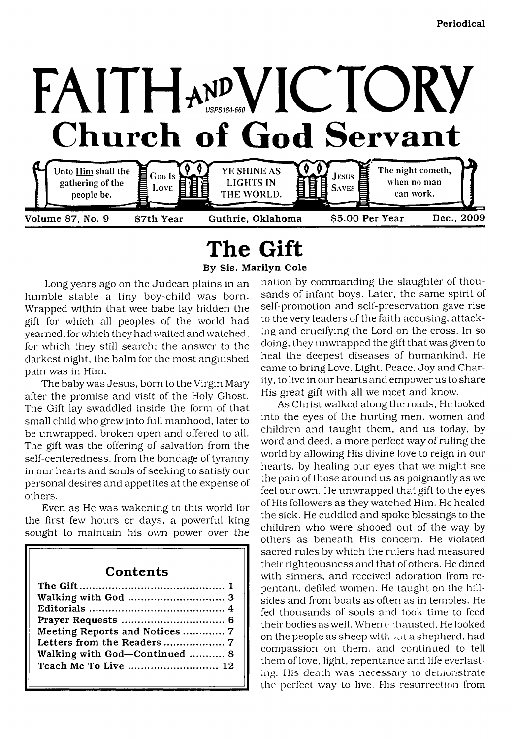Periodical

# FAITH AND VICTORY

USPS184-660

## Church of God Servant

Unto Him shall the gathering of the people be. | God Is Love | YE SHINE AS LIGHTS IN THE WORLD. | Jesus Saves | The night cometh, when no man can work.

Volume 87, No. 9 | 87th Year | Guthrie, Oklahoma | $5.00 Per Year | Dec., 2009

# The Gift

**By Sis. Marilyn Cole**

Long years ago on the Judean plains in an humble stable a tiny boy-child was born. Wrapped within that wee babe lay hidden the gift for which all peoples of the world had yearned, for which they had waited and watched, for which they still search; the answer to the darkest night, the balm for the most anguished pain was in Him.

The baby was Jesus, born to the Virgin Mary after the promise and visit of the Holy Ghost. The Gift lay swaddled inside the form of that small child who grew into full manhood, later to be unwrapped, broken open and offered to all. The gift was the offering of salvation from the self-centeredness, from the bondage of tyranny in our hearts and souls of seeking to satisfy our personal desires and appetites at the expense of others.

Even as He was wakening to this world for the first few hours or days, a powerful king sought to maintain his own power over the nation by commanding the slaughter of thousands of infant boys. Later, the same spirit of self-promotion and self-preservation gave rise to the very leaders of the faith accusing, attacking and crucifying the Lord on the cross. In so doing, they unwrapped the gift that was given to heal the deepest diseases of humankind. He came to bring Love, Light, Peace, Joy and Charity, to live in our hearts and empower us to share His great gift with all we meet and know.

As Christ walked along the roads, He looked into the eyes of the hurting men, women and children and taught them, and us today, by word and deed, a more perfect way of ruling the world by allowing His divine love to reign in our hearts, by healing our eyes that we might see the pain of those around us as poignantly as we feel our own. He unwrapped that gift to the eyes of His followers as they watched Him. He healed the sick. He cuddled and spoke blessings to the children who were shooed out of the way by others as beneath His concern. He violated sacred rules by which the rulers had measured their righteousness and that of others. He dined with sinners, and received adoration from repentant, defiled women. He taught on the hillsides and from boats as often as in temples. He fed thousands of souls and took time to feed their bodies as well. When exhausted, He looked on the people as sheep without a shepherd, had compassion on them, and continued to tell them of love, light, repentance and life everlasting. His death was necessary to demonstrate the perfect way to live. His resurrection from

## Contents

| | |
|---|---|
| The Gift | 1 |
| Walking with God | 3 |
| Editorials | 4 |
| Prayer Requests | 6 |
| Meeting Reports and Notices | 7 |
| Letters from the Readers | 7 |
| Walking with God—Continued | 8 |
| Teach Me To Live | 12 |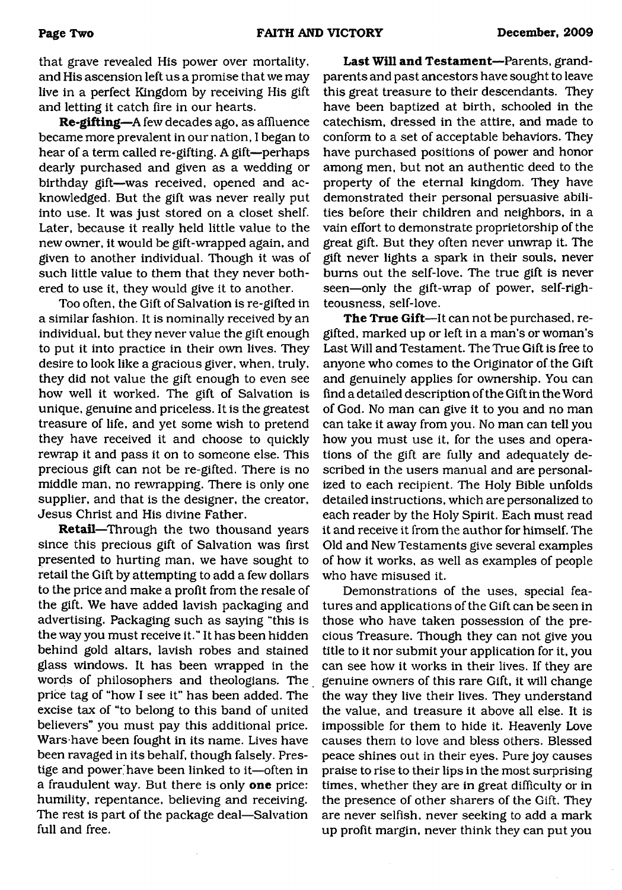that grave revealed His power over mortality, and His ascension left us a promise that we may live in a perfect Kingdom by receiving His gift and letting it catch fire in our hearts.

**Re-gifting**—A few decades ago, as affluence became more prevalent in our nation, I began to hear of a term called re-gifting. A gift—perhaps dearly purchased and given as a wedding or birthday gift—was received, opened and acknowledged. But the gift was never really put into use. It was just stored on a closet shelf. Later, because it really held little value to the new owner, it would be gift-wrapped again, and given to another individual. Though it was of such little value to them that they never bothered to use it, they would give it to another.

Too often, the Gift of Salvation is re-gifted in a similar fashion. It is nominally received by an individual, but they never value the gift enough to put it into practice in their own lives. They desire to look like a gracious giver, when, truly, they did not value the gift enough to even see how well it worked. The gift of Salvation is unique, genuine and priceless. It is the greatest treasure of life, and yet some wish to pretend they have received it and choose to quickly rewrap it and pass it on to someone else. This precious gift can not be re-gifted. There is no middle man, no rewrapping. There is only one supplier, and that is the designer, the creator, Jesus Christ and His divine Father.

**Retail**—Through the two thousand years since this precious gift of Salvation was first presented to hurting man, we have sought to retail the Gift by attempting to add a few dollars to the price and make a profit from the resale of the gift. We have added lavish packaging and advertising. Packaging such as saying "this is the way you must receive it." It has been hidden behind gold altars, lavish robes and stained glass windows. It has been wrapped in the words of philosophers and theologians. The price tag of "how I see it" has been added. The excise tax of "to belong to this band of united believers" you must pay this additional price. Wars have been fought in its name. Lives have been ravaged in its behalf, though falsely. Prestige and power have been linked to it—often in a fraudulent way. But there is only **one** price: humility, repentance, believing and receiving. The rest is part of the package deal—Salvation full and free.

**Last Will and Testament**—Parents, grandparents and past ancestors have sought to leave this great treasure to their descendants. They have been baptized at birth, schooled in the catechism, dressed in the attire, and made to conform to a set of acceptable behaviors. They have purchased positions of power and honor among men, but not an authentic deed to the property of the eternal kingdom. They have demonstrated their personal persuasive abilities before their children and neighbors, in a vain effort to demonstrate proprietorship of the great gift. But they often never unwrap it. The gift never lights a spark in their souls, never burns out the self-love. The true gift is never seen—only the gift-wrap of power, self-righteousness, self-love.

**The True Gift**—It can not be purchased, re-gifted, marked up or left in a man's or woman's Last Will and Testament. The True Gift is free to anyone who comes to the Originator of the Gift and genuinely applies for ownership. You can find a detailed description of the Gift in the Word of God. No man can give it to you and no man can take it away from you. No man can tell you how you must use it, for the uses and operations of the gift are fully and adequately described in the users manual and are personalized to each recipient. The Holy Bible unfolds detailed instructions, which are personalized to each reader by the Holy Spirit. Each must read it and receive it from the author for himself. The Old and New Testaments give several examples of how it works, as well as examples of people who have misused it.

Demonstrations of the uses, special features and applications of the Gift can be seen in those who have taken possession of the precious Treasure. Though they can not give you title to it nor submit your application for it, you can see how it works in their lives. If they are genuine owners of this rare Gift, it will change the way they live their lives. They understand the value, and treasure it above all else. It is impossible for them to hide it. Heavenly Love causes them to love and bless others. Blessed peace shines out in their eyes. Pure joy causes praise to rise to their lips in the most surprising times, whether they are in great difficulty or in the presence of other sharers of the Gift. They are never selfish, never seeking to add a mark up profit margin, never think they can put you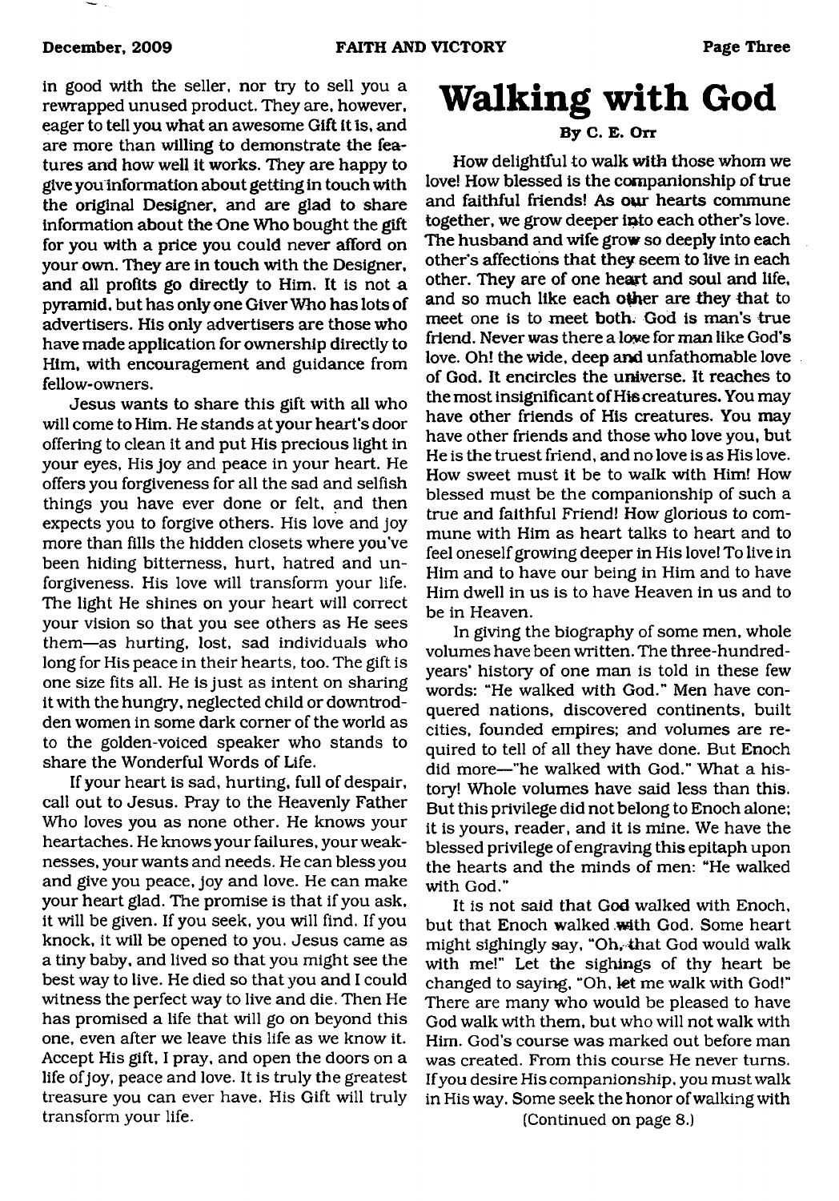in good with the seller, nor try to sell you a rewrapped unused product. They are, however, eager to tell you what an awesome Gift it is, and are more than willing to demonstrate the features and how well it works. They are happy to give you information about getting in touch with the original Designer, and are glad to share information about the One Who bought the gift for you with a price you could never afford on your own. They are in touch with the Designer, and all profits go directly to Him. It is not a pyramid, but has only one Giver Who has lots of advertisers. His only advertisers are those who have made application for ownership directly to Him, with encouragement and guidance from fellow-owners.

Jesus wants to share this gift with all who will come to Him. He stands at your heart's door offering to clean it and put His precious light in your eyes, His joy and peace in your heart. He offers you forgiveness for all the sad and selfish things you have ever done or felt, and then expects you to forgive others. His love and joy more than fills the hidden closets where you've been hiding bitterness, hurt, hatred and unforgiveness. His love will transform your life. The light He shines on your heart will correct your vision so that you see others as He sees them—as hurting, lost, sad individuals who long for His peace in their hearts, too. The gift is one size fits all. He is just as intent on sharing it with the hungry, neglected child or downtrodden women in some dark corner of the world as to the golden-voiced speaker who stands to share the Wonderful Words of Life.

If your heart is sad, hurting, full of despair, call out to Jesus. Pray to the Heavenly Father Who loves you as none other. He knows your heartaches. He knows your failures, your weaknesses, your wants and needs. He can bless you and give you peace, joy and love. He can make your heart glad. The promise is that if you ask, it will be given. If you seek, you will find. If you knock, it will be opened to you. Jesus came as a tiny baby, and lived so that you might see the best way to live. He died so that you and I could witness the perfect way to live and die. Then He has promised a life that will go on beyond this one, even after we leave this life as we know it. Accept His gift, I pray, and open the doors on a life of joy, peace and love. It is truly the greatest treasure you can ever have. His Gift will truly transform your life.

# Walking with God

**By C. E. Orr**

How delightful to walk with those whom we love! How blessed is the companionship of true and faithful friends! As our hearts commune together, we grow deeper into each other's love. The husband and wife grow so deeply into each other's affections that they seem to live in each other. They are of one heart and soul and life, and so much like each other are they that to meet one is to meet both. God is man's true friend. Never was there a love for man like God's love. Oh! the wide, deep and unfathomable love of God. It encircles the universe. It reaches to the most insignificant of His creatures. You may have other friends of His creatures. You may have other friends and those who love you, but He is the truest friend, and no love is as His love. How sweet must it be to walk with Him! How blessed must be the companionship of such a true and faithful Friend! How glorious to commune with Him as heart talks to heart and to feel oneself growing deeper in His love! To live in Him and to have our being in Him and to have Him dwell in us is to have Heaven in us and to be in Heaven.

In giving the biography of some men, whole volumes have been written. The three-hundred-years' history of one man is told in these few words: "He walked with God." Men have conquered nations, discovered continents, built cities, founded empires; and volumes are required to tell of all they have done. But Enoch did more—"he walked with God." What a history! Whole volumes have said less than this. But this privilege did not belong to Enoch alone; it is yours, reader, and it is mine. We have the blessed privilege of engraving this epitaph upon the hearts and the minds of men: "He walked with God."

It is not said that God walked with Enoch, but that Enoch walked with God. Some heart might sighingly say, "Oh, that God would walk with me!" Let the sighings of thy heart be changed to saying, "Oh, let me walk with God!" There are many who would be pleased to have God walk with them, but who will not walk with Him. God's course was marked out before man was created. From this course He never turns. If you desire His companionship, you must walk in His way. Some seek the honor of walking with

(Continued on page 8.)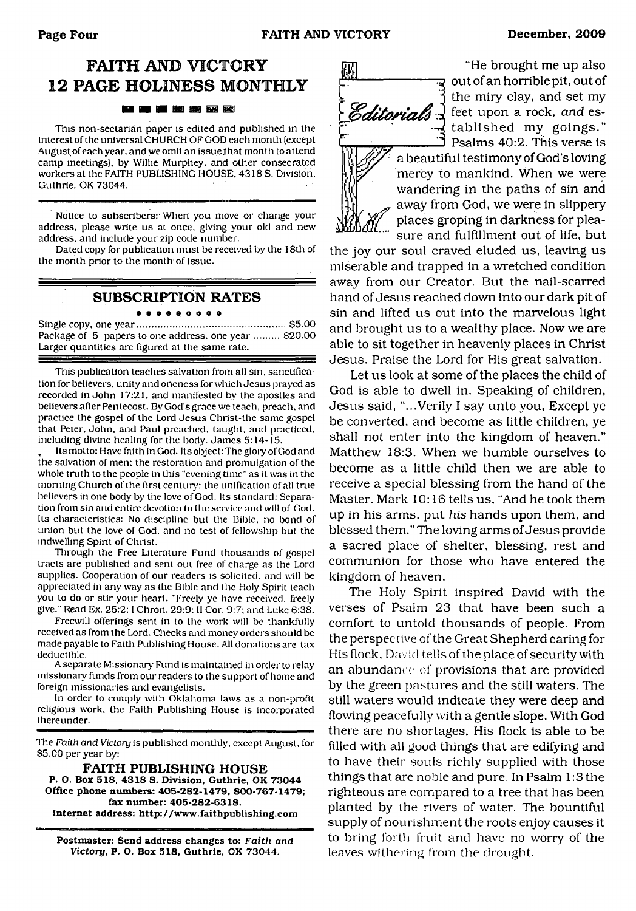# FAITH AND VICTORY 12 PAGE HOLINESS MONTHLY

This non-sectarian paper is edited and published in the interest of the universal CHURCH OF GOD each month (except August of each year, and we omit an issue that month to attend camp meetings), by Willie Murphey, and other consecrated workers at the FAITH PUBLISHING HOUSE, 4318 S. Division, Guthrie, OK 73044.

Notice to subscribers: When you move or change your address, please write us at once, giving your old and new address, and include your zip code number.

Dated copy for publication must be received by the 18th of the month prior to the month of issue.

## SUBSCRIPTION RATES

Single copy, one year ................................................ $5.00
Package of 5 papers to one address, one year ......... $20.00
Larger quantities are figured at the same rate.

This publication teaches salvation from all sin, sanctification for believers, unity and oneness for which Jesus prayed as recorded in John 17:21, and manifested by the apostles and believers after Pentecost. By God's grace we teach, preach, and practice the gospel of the Lord Jesus Christ-the same gospel that Peter, John, and Paul preached, taught, and practiced, including divine healing for the body. James 5:14-15.

Its motto: Have faith in God. Its object: The glory of God and the salvation of men; the restoration and promulgation of the whole truth to the people in this "evening time" as it was in the morning Church of the first century; the unification of all true believers in one body by the love of God. Its standard: Separation from sin and entire devotion to the service and will of God. Its characteristics: No discipline but the Bible, no bond of union but the love of God, and no test of fellowship but the indwelling Spirit of Christ.

Through the Free Literature Fund thousands of gospel tracts are published and sent out free of charge as the Lord supplies. Cooperation of our readers is solicited, and will be appreciated in any way as the Bible and the Holy Spirit teach you to do or stir your heart. "Freely ye have received, freely give." Read Ex. 25:2; I Chron. 29:9; II Cor. 9:7; and Luke 6:38.

Freewill offerings sent in to the work will be thankfully received as from the Lord. Checks and money orders should be made payable to Faith Publishing House. All donations are tax deductible.

A separate Missionary Fund is maintained in order to relay missionary funds from our readers to the support of home and foreign missionaries and evangelists.

In order to comply with Oklahoma laws as a non-profit religious work, the Faith Publishing House is incorporated thereunder.

The *Faith and Victory* is published monthly, except August, for $5.00 per year by:

**FAITH PUBLISHING HOUSE**
**P. O. Box 518, 4318 S. Division, Guthrie, OK 73044**
**Office phone numbers: 405-282-1479, 800-767-1479; fax number: 405-282-6318.**
**Internet address: http://www.faithpublishing.com**

**Postmaster: Send address changes to: *Faith and Victory*, P. O. Box 518, Guthrie, OK 73044.**

## Editorials

"He brought me up also out of an horrible pit, out of the miry clay, and set my feet upon a rock, *and* established my goings." Psalms 40:2. This verse is a beautiful testimony of God's loving mercy to mankind. When we were wandering in the paths of sin and away from God, we were in slippery places groping in darkness for pleasure and fulfillment out of life, but the joy our soul craved eluded us, leaving us miserable and trapped in a wretched condition away from our Creator. But the nail-scarred hand of Jesus reached down into our dark pit of sin and lifted us out into the marvelous light and brought us to a wealthy place. Now we are able to sit together in heavenly places in Christ Jesus. Praise the Lord for His great salvation.

Let us look at some of the places the child of God is able to dwell in. Speaking of children, Jesus said, "...Verily I say unto you, Except ye be converted, and become as little children, ye shall not enter into the kingdom of heaven." Matthew 18:3. When we humble ourselves to become as a little child then we are able to receive a special blessing from the hand of the Master. Mark 10:16 tells us, "And he took them up in his arms, put *his* hands upon them, and blessed them." The loving arms of Jesus provide a sacred place of shelter, blessing, rest and communion for those who have entered the kingdom of heaven.

The Holy Spirit inspired David with the verses of Psalm 23 that have been such a comfort to untold thousands of people. From the perspective of the Great Shepherd caring for His flock, David tells of the place of security with an abundance of provisions that are provided by the green pastures and the still waters. The still waters would indicate they were deep and flowing peacefully with a gentle slope. With God there are no shortages, His flock is able to be filled with all good things that are edifying and to have their souls richly supplied with those things that are noble and pure. In Psalm 1:3 the righteous are compared to a tree that has been planted by the rivers of water. The bountiful supply of nourishment the roots enjoy causes it to bring forth fruit and have no worry of the leaves withering from the drought.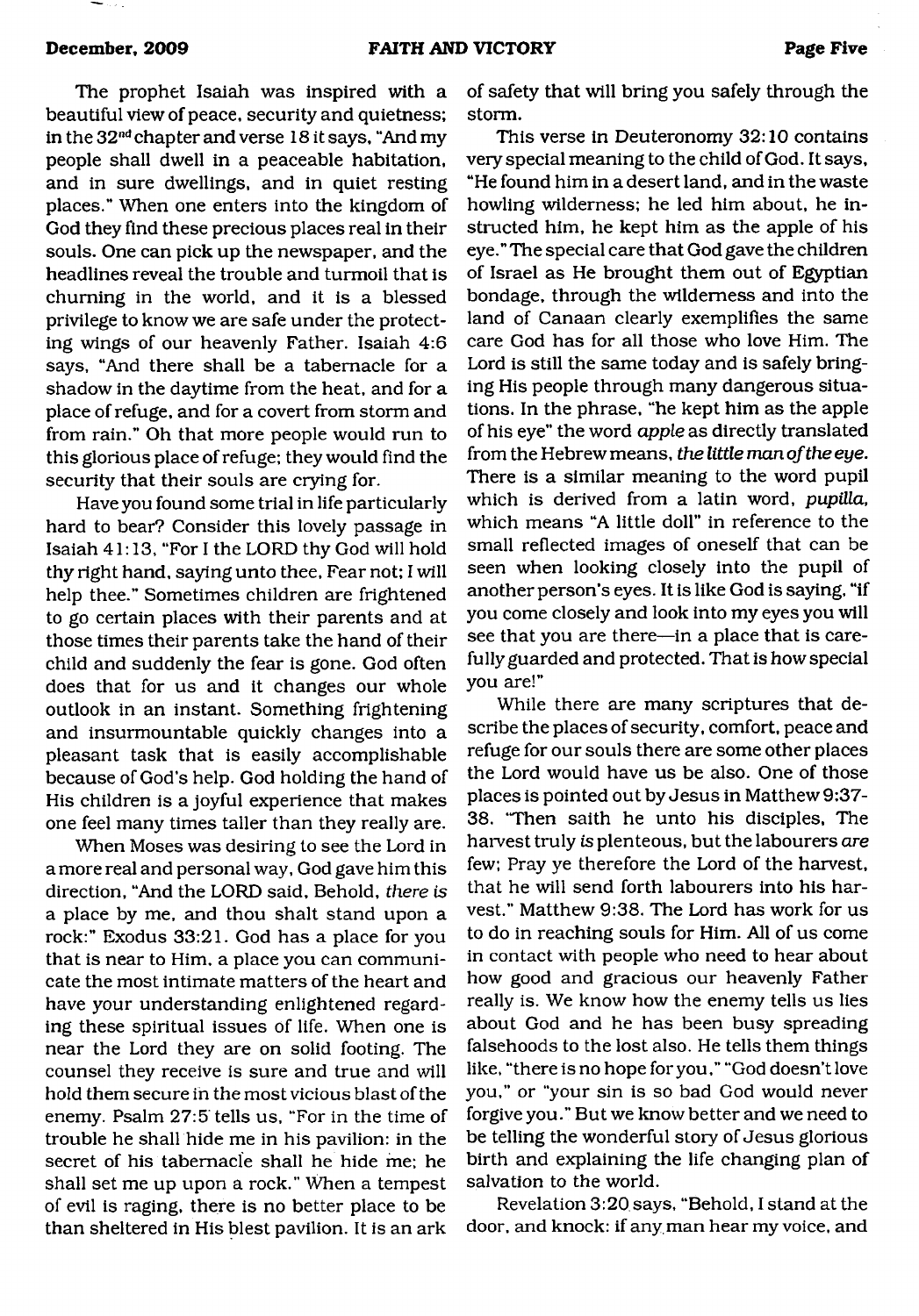The prophet Isaiah was inspired with a beautiful view of peace, security and quietness; in the 32nd chapter and verse 18 it says, "And my people shall dwell in a peaceable habitation, and in sure dwellings, and in quiet resting places." When one enters into the kingdom of God they find these precious places real in their souls. One can pick up the newspaper, and the headlines reveal the trouble and turmoil that is churning in the world, and it is a blessed privilege to know we are safe under the protecting wings of our heavenly Father. Isaiah 4:6 says, "And there shall be a tabernacle for a shadow in the daytime from the heat, and for a place of refuge, and for a covert from storm and from rain." Oh that more people would run to this glorious place of refuge; they would find the security that their souls are crying for.

Have you found some trial in life particularly hard to bear? Consider this lovely passage in Isaiah 41:13, "For I the LORD thy God will hold thy right hand, saying unto thee, Fear not; I will help thee." Sometimes children are frightened to go certain places with their parents and at those times their parents take the hand of their child and suddenly the fear is gone. God often does that for us and it changes our whole outlook in an instant. Something frightening and insurmountable quickly changes into a pleasant task that is easily accomplishable because of God's help. God holding the hand of His children is a joyful experience that makes one feel many times taller than they really are.

When Moses was desiring to see the Lord in a more real and personal way, God gave him this direction, "And the LORD said, Behold, *there is* a place by me, and thou shalt stand upon a rock:" Exodus 33:21. God has a place for you that is near to Him, a place you can communicate the most intimate matters of the heart and have your understanding enlightened regarding these spiritual issues of life. When one is near the Lord they are on solid footing. The counsel they receive is sure and true and will hold them secure in the most vicious blast of the enemy. Psalm 27:5 tells us, "For in the time of trouble he shall hide me in his pavilion: in the secret of his tabernacle shall he hide me; he shall set me up upon a rock." When a tempest of evil is raging, there is no better place to be than sheltered in His blest pavilion. It is an ark of safety that will bring you safely through the storm.

This verse in Deuteronomy 32:10 contains very special meaning to the child of God. It says, "He found him in a desert land, and in the waste howling wilderness; he led him about, he instructed him, he kept him as the apple of his eye." The special care that God gave the children of Israel as He brought them out of Egyptian bondage, through the wilderness and into the land of Canaan clearly exemplifies the same care God has for all those who love Him. The Lord is still the same today and is safely bringing His people through many dangerous situations. In the phrase, "he kept him as the apple of his eye" the word *apple* as directly translated from the Hebrew means, *the little man of the eye*. There is a similar meaning to the word pupil which is derived from a latin word, *pupilla*, which means "A little doll" in reference to the small reflected images of oneself that can be seen when looking closely into the pupil of another person's eyes. It is like God is saying, "if you come closely and look into my eyes you will see that you are there—in a place that is carefully guarded and protected. That is how special you are!"

While there are many scriptures that describe the places of security, comfort, peace and refuge for our souls there are some other places the Lord would have us be also. One of those places is pointed out by Jesus in Matthew 9:37-38. "Then saith he unto his disciples, The harvest truly *is* plenteous, but the labourers *are* few; Pray ye therefore the Lord of the harvest, that he will send forth labourers into his harvest." Matthew 9:38. The Lord has work for us to do in reaching souls for Him. All of us come in contact with people who need to hear about how good and gracious our heavenly Father really is. We know how the enemy tells us lies about God and he has been busy spreading falsehoods to the lost also. He tells them things like, "there is no hope for you," "God doesn't love you," or "your sin is so bad God would never forgive you." But we know better and we need to be telling the wonderful story of Jesus glorious birth and explaining the life changing plan of salvation to the world.

Revelation 3:20 says, "Behold, I stand at the door, and knock: if any man hear my voice, and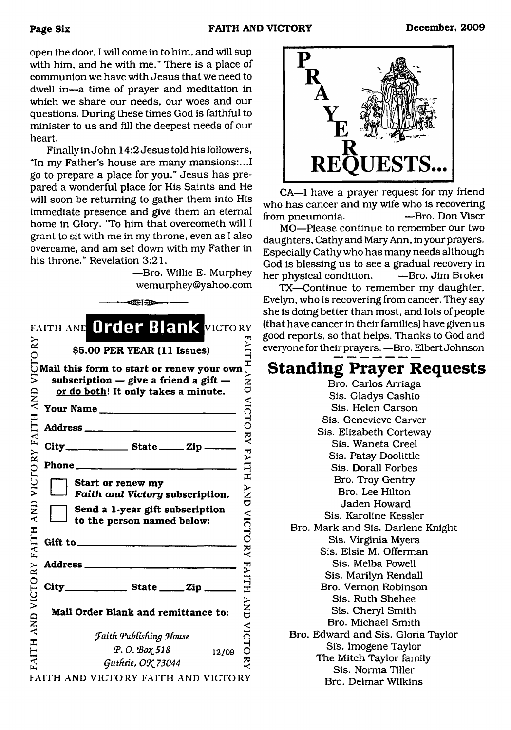open the door, I will come in to him, and will sup with him, and he with me." There is a place of communion we have with Jesus that we need to dwell in—a time of prayer and meditation in which we share our needs, our woes and our questions. During these times God is faithful to minister to us and fill the deepest needs of our heart.

Finally in John 14:2 Jesus told his followers, "In my Father's house are many mansions:...I go to prepare a place for you." Jesus has prepared a wonderful place for His Saints and He will soon be returning to gather them into His immediate presence and give them an eternal home in Glory. "To him that overcometh will I grant to sit with me in my throne, even as I also overcame, and am set down with my Father in his throne." Revelation 3:21.

—Bro. Willie E. Murphey
wemurphey@yahoo.com

## FAITH AND VICTORY Order Blank

**$5.00 PER YEAR (11 Issues)**

**Mail this form to start or renew your own subscription — give a friend a gift — <u>or do both</u>! It only takes a minute.**

**Your Name** ______________________

**Address** ______________________

**City** __________ **State** _____ **Zip** _____

**Phone** ______________________

☐ **Start or renew my *Faith and Victory* subscription.**

☐ **Send a 1-year gift subscription to the person named below:**

**Gift to** ______________________

**Address** ______________________

**City** __________ **State** _____ **Zip** _____

**Mail Order Blank and remittance to:**

*Faith Publishing House*
*P. O. Box 518*
*Guthrie, OK 73044*

12/09

# PRAYER REQUESTS...

CA—I have a prayer request for my friend who has cancer and my wife who is recovering from pneumonia. —Bro. Don Viser

MO—Please continue to remember our two daughters, Cathy and Mary Ann, in your prayers. Especially Cathy who has many needs although God is blessing us to see a gradual recovery in her physical condition. —Bro. Jim Broker

TX—Continue to remember my daughter, Evelyn, who is recovering from cancer. They say she is doing better than most, and lots of people (that have cancer in their families) have given us good reports, so that helps. Thanks to God and everyone for their prayers. —Bro. Elbert Johnson

## Standing Prayer Requests

Bro. Carlos Arriaga
Sis. Gladys Cashio
Sis. Helen Carson
Sis. Genevieve Carver
Sis. Elizabeth Corteway
Sis. Waneta Creel
Sis. Patsy Doolittle
Sis. Dorall Forbes
Bro. Troy Gentry
Bro. Lee Hilton
Jaden Howard
Sis. Karoline Kessler
Bro. Mark and Sis. Darlene Knight
Sis. Virginia Myers
Sis. Elsie M. Offerman
Sis. Melba Powell
Sis. Marilyn Rendall
Bro. Vernon Robinson
Sis. Ruth Shehee
Sis. Cheryl Smith
Bro. Michael Smith
Bro. Edward and Sis. Gloria Taylor
Sis. Imogene Taylor
The Mitch Taylor family
Sis. Norma Tiller
Bro. Delmar Wilkins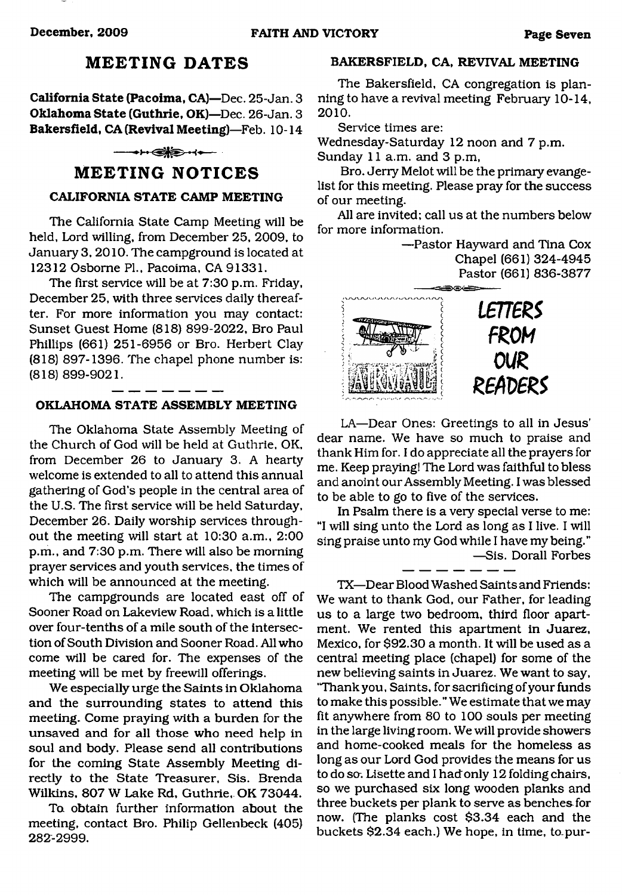## MEETING DATES

**California State (Pacoima, CA)**—Dec. 25-Jan. 3
**Oklahoma State (Guthrie, OK)**—Dec. 26-Jan. 3
**Bakersfield, CA (Revival Meeting)**—Feb. 10-14

## MEETING NOTICES

### CALIFORNIA STATE CAMP MEETING

The California State Camp Meeting will be held, Lord willing, from December 25, 2009, to January 3, 2010. The campground is located at 12312 Osborne Pl., Pacoima, CA 91331.

The first service will be at 7:30 p.m. Friday, December 25, with three services daily thereafter. For more information you may contact: Sunset Guest Home (818) 899-2022, Bro Paul Phillips (661) 251-6956 or Bro. Herbert Clay (818) 897-1396. The chapel phone number is: (818) 899-9021.

### OKLAHOMA STATE ASSEMBLY MEETING

The Oklahoma State Assembly Meeting of the Church of God will be held at Guthrie, OK, from December 26 to January 3. A hearty welcome is extended to all to attend this annual gathering of God's people in the central area of the U.S. The first service will be held Saturday, December 26. Daily worship services throughout the meeting will start at 10:30 a.m., 2:00 p.m., and 7:30 p.m. There will also be morning prayer services and youth services, the times of which will be announced at the meeting.

The campgrounds are located east off of Sooner Road on Lakeview Road, which is a little over four-tenths of a mile south of the intersection of South Division and Sooner Road. All who come will be cared for. The expenses of the meeting will be met by freewill offerings.

We especially urge the Saints in Oklahoma and the surrounding states to attend this meeting. Come praying with a burden for the unsaved and for all those who need help in soul and body. Please send all contributions for the coming State Assembly Meeting directly to the State Treasurer, Sis. Brenda Wilkins, 807 W Lake Rd, Guthrie, OK 73044.

To obtain further information about the meeting, contact Bro. Philip Gellenbeck (405) 282-2999.

### BAKERSFIELD, CA, REVIVAL MEETING

The Bakersfield, CA congregation is planning to have a revival meeting February 10-14, 2010.

Service times are:
Wednesday-Saturday 12 noon and 7 p.m.
Sunday 11 a.m. and 3 p.m,

Bro. Jerry Melot will be the primary evangelist for this meeting. Please pray for the success of our meeting.

All are invited; call us at the numbers below for more information.

—Pastor Hayward and Tina Cox
Chapel (661) 324-4945
Pastor (661) 836-3877

## LETTERS FROM OUR READERS

LA—Dear Ones: Greetings to all in Jesus' dear name. We have so much to praise and thank Him for. I do appreciate all the prayers for me. Keep praying! The Lord was faithful to bless and anoint our Assembly Meeting. I was blessed to be able to go to five of the services.

In Psalm there is a very special verse to me: "I will sing unto the Lord as long as I live. I will sing praise unto my God while I have my being."

—Sis. Dorall Forbes

TX—Dear Blood Washed Saints and Friends: We want to thank God, our Father, for leading us to a large two bedroom, third floor apartment. We rented this apartment in Juarez, Mexico, for $92.30 a month. It will be used as a central meeting place (chapel) for some of the new believing saints in Juarez. We want to say, "Thank you, Saints, for sacrificing of your funds to make this possible." We estimate that we may fit anywhere from 80 to 100 souls per meeting in the large living room. We will provide showers and home-cooked meals for the homeless as long as our Lord God provides the means for us to do so. Lisette and I had only 12 folding chairs, so we purchased six long wooden planks and three buckets per plank to serve as benches for now. (The planks cost $3.34 each and the buckets $2.34 each.) We hope, in time, to pur-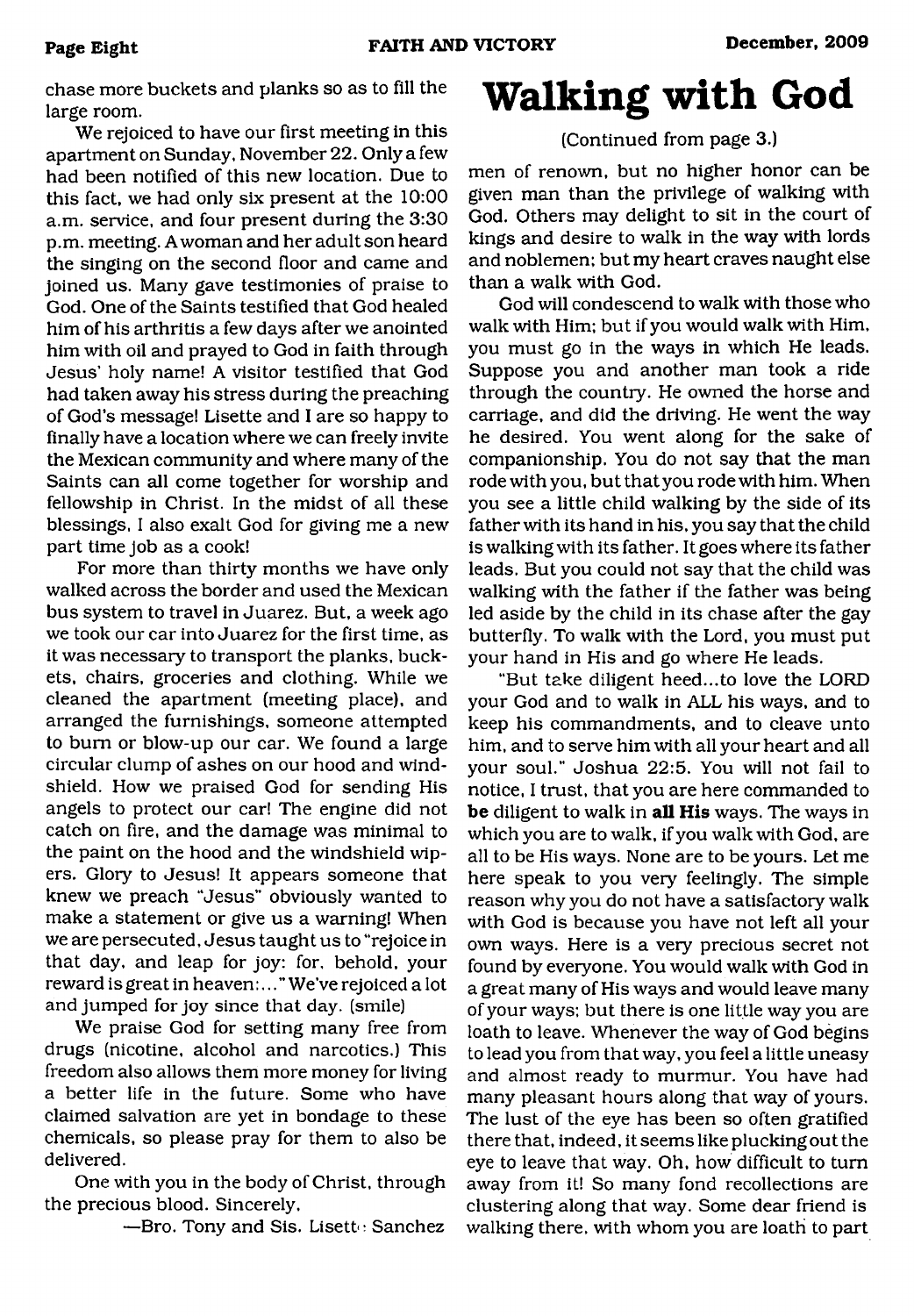chase more buckets and planks so as to fill the large room.

We rejoiced to have our first meeting in this apartment on Sunday, November 22. Only a few had been notified of this new location. Due to this fact, we had only six present at the 10:00 a.m. service, and four present during the 3:30 p.m. meeting. A woman and her adult son heard the singing on the second floor and came and joined us. Many gave testimonies of praise to God. One of the Saints testified that God healed him of his arthritis a few days after we anointed him with oil and prayed to God in faith through Jesus' holy name! A visitor testified that God had taken away his stress during the preaching of God's message! Lisette and I are so happy to finally have a location where we can freely invite the Mexican community and where many of the Saints can all come together for worship and fellowship in Christ. In the midst of all these blessings, I also exalt God for giving me a new part time job as a cook!

For more than thirty months we have only walked across the border and used the Mexican bus system to travel in Juarez. But, a week ago we took our car into Juarez for the first time, as it was necessary to transport the planks, buckets, chairs, groceries and clothing. While we cleaned the apartment (meeting place), and arranged the furnishings, someone attempted to burn or blow-up our car. We found a large circular clump of ashes on our hood and windshield. How we praised God for sending His angels to protect our car! The engine did not catch on fire, and the damage was minimal to the paint on the hood and the windshield wipers. Glory to Jesus! It appears someone that knew we preach "Jesus" obviously wanted to make a statement or give us a warning! When we are persecuted, Jesus taught us to "rejoice in that day, and leap for joy: for, behold, your reward is great in heaven:..." We've rejoiced a lot and jumped for joy since that day. (smile)

We praise God for setting many free from drugs (nicotine, alcohol and narcotics.) This freedom also allows them more money for living a better life in the future. Some who have claimed salvation are yet in bondage to these chemicals, so please pray for them to also be delivered.

One with you in the body of Christ, through the precious blood. Sincerely,

—Bro. Tony and Sis. Lisette Sanchez

# Walking with God

(Continued from page 3.)

men of renown, but no higher honor can be given man than the privilege of walking with God. Others may delight to sit in the court of kings and desire to walk in the way with lords and noblemen; but my heart craves naught else than a walk with God.

God will condescend to walk with those who walk with Him; but if you would walk with Him, you must go in the ways in which He leads. Suppose you and another man took a ride through the country. He owned the horse and carriage, and did the driving. He went the way he desired. You went along for the sake of companionship. You do not say that the man rode with you, but that you rode with him. When you see a little child walking by the side of its father with its hand in his, you say that the child is walking with its father. It goes where its father leads. But you could not say that the child was walking with the father if the father was being led aside by the child in its chase after the gay butterfly. To walk with the Lord, you must put your hand in His and go where He leads.

"But take diligent heed...to love the LORD your God and to walk in ALL his ways, and to keep his commandments, and to cleave unto him, and to serve him with all your heart and all your soul." Joshua 22:5. You will not fail to notice, I trust, that you are here commanded to **be** diligent to walk in **all His** ways. The ways in which you are to walk, if you walk with God, are all to be His ways. None are to be yours. Let me here speak to you very feelingly. The simple reason why you do not have a satisfactory walk with God is because you have not left all your own ways. Here is a very precious secret not found by everyone. You would walk with God in a great many of His ways and would leave many of your ways; but there is one little way you are loath to leave. Whenever the way of God begins to lead you from that way, you feel a little uneasy and almost ready to murmur. You have had many pleasant hours along that way of yours. The lust of the eye has been so often gratified there that, indeed, it seems like plucking out the eye to leave that way. Oh, how difficult to turn away from it! So many fond recollections are clustering along that way. Some dear friend is walking there, with whom you are loath to part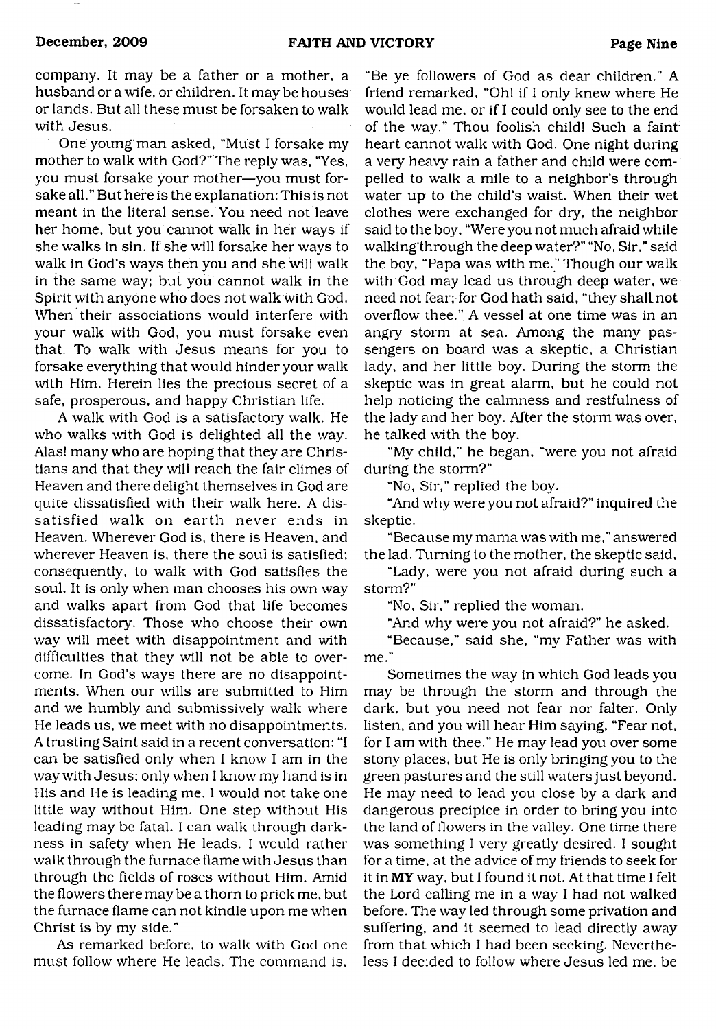company. It may be a father or a mother, a husband or a wife, or children. It may be houses or lands. But all these must be forsaken to walk with Jesus.

One young man asked, "Must I forsake my mother to walk with God?" The reply was, "Yes, you must forsake your mother—you must forsake all." But here is the explanation: This is not meant in the literal sense. You need not leave her home, but you cannot walk in her ways if she walks in sin. If she will forsake her ways to walk in God's ways then you and she will walk in the same way; but you cannot walk in the Spirit with anyone who does not walk with God. When their associations would interfere with your walk with God, you must forsake even that. To walk with Jesus means for you to forsake everything that would hinder your walk with Him. Herein lies the precious secret of a safe, prosperous, and happy Christian life.

A walk with God is a satisfactory walk. He who walks with God is delighted all the way. Alas! many who are hoping that they are Christians and that they will reach the fair climes of Heaven and there delight themselves in God are quite dissatisfied with their walk here. A dissatisfied walk on earth never ends in Heaven. Wherever God is, there is Heaven, and wherever Heaven is, there the soul is satisfied; consequently, to walk with God satisfies the soul. It is only when man chooses his own way and walks apart from God that life becomes dissatisfactory. Those who choose their own way will meet with disappointment and with difficulties that they will not be able to overcome. In God's ways there are no disappointments. When our wills are submitted to Him and we humbly and submissively walk where He leads us, we meet with no disappointments. A trusting Saint said in a recent conversation: "I can be satisfied only when I know I am in the way with Jesus; only when I know my hand is in His and He is leading me. I would not take one little way without Him. One step without His leading may be fatal. I can walk through darkness in safety when He leads. I would rather walk through the furnace flame with Jesus than through the fields of roses without Him. Amid the flowers there may be a thorn to prick me, but the furnace flame can not kindle upon me when Christ is by my side."

As remarked before, to walk with God one must follow where He leads. The command is, "Be ye followers of God as dear children." A friend remarked, "Oh! if I only knew where He would lead me, or if I could only see to the end of the way." Thou foolish child! Such a faint heart cannot walk with God. One night during a very heavy rain a father and child were compelled to walk a mile to a neighbor's through water up to the child's waist. When their wet clothes were exchanged for dry, the neighbor said to the boy, "Were you not much afraid while walking through the deep water?" "No, Sir," said the boy, "Papa was with me." Though our walk with God may lead us through deep water, we need not fear; for God hath said, "they shall not overflow thee." A vessel at one time was in an angry storm at sea. Among the many passengers on board was a skeptic, a Christian lady, and her little boy. During the storm the skeptic was in great alarm, but he could not help noticing the calmness and restfulness of the lady and her boy. After the storm was over, he talked with the boy.

"My child," he began, "were you not afraid during the storm?"

"No, Sir," replied the boy.

"And why were you not afraid?" inquired the skeptic.

"Because my mama was with me," answered the lad. Turning to the mother, the skeptic said,

"Lady, were you not afraid during such a storm?"

"No, Sir," replied the woman.

"And why were you not afraid?" he asked.

"Because," said she, "my Father was with me."

Sometimes the way in which God leads you may be through the storm and through the dark, but you need not fear nor falter. Only listen, and you will hear Him saying, "Fear not, for I am with thee." He may lead you over some stony places, but He is only bringing you to the green pastures and the still waters just beyond. He may need to lead you close by a dark and dangerous precipice in order to bring you into the land of flowers in the valley. One time there was something I very greatly desired. I sought for a time, at the advice of my friends to seek for it in **MY** way, but I found it not. At that time I felt the Lord calling me in a way I had not walked before. The way led through some privation and suffering, and it seemed to lead directly away from that which I had been seeking. Nevertheless I decided to follow where Jesus led me, be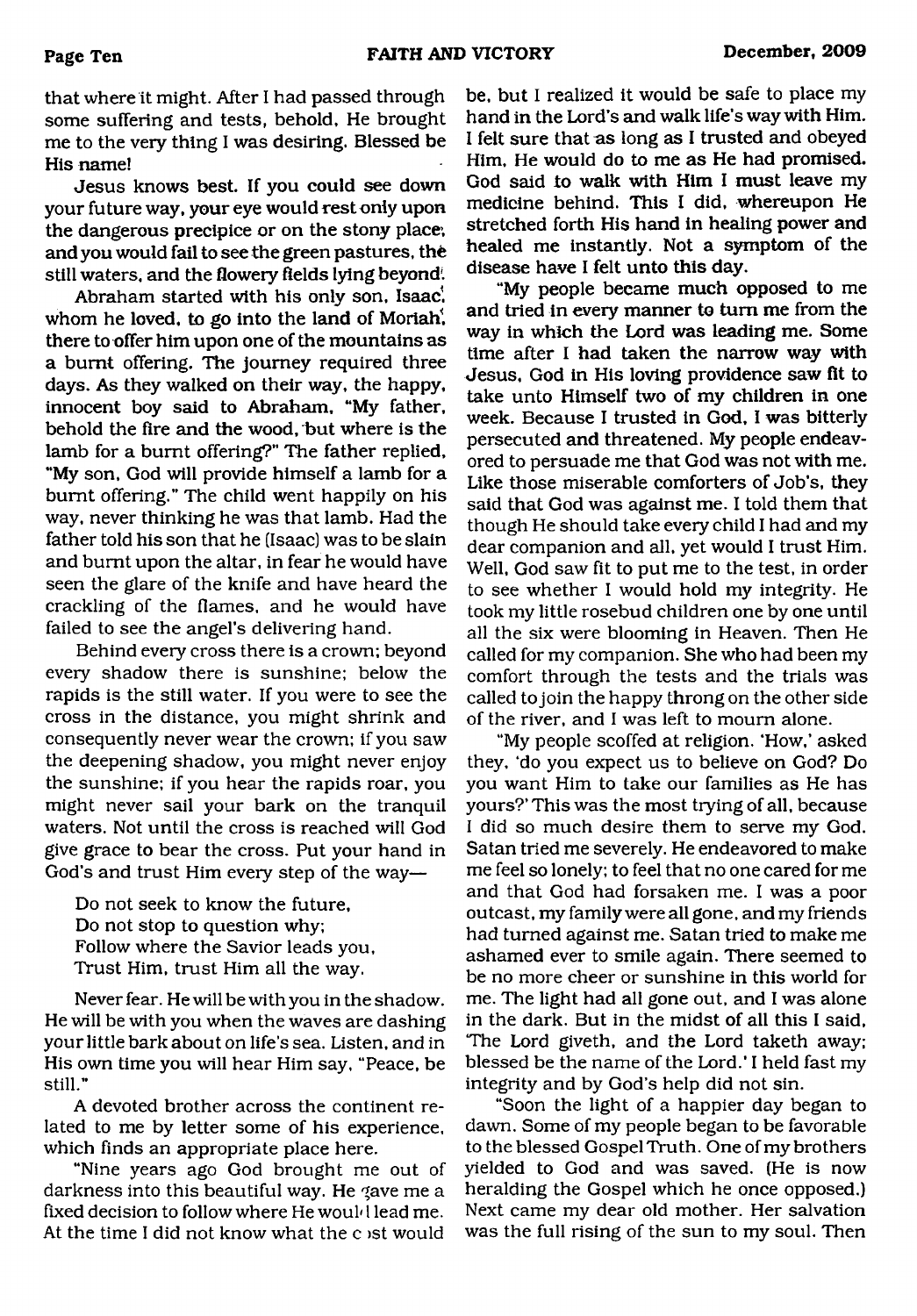that where it might. After I had passed through some suffering and tests, behold, He brought me to the very thing I was desiring. Blessed be His name!

Jesus knows best. If you could see down your future way, your eye would rest only upon the dangerous precipice or on the stony place; and you would fail to see the green pastures, the still waters, and the flowery fields lying beyond.

Abraham started with his only son, Isaac, whom he loved, to go into the land of Moriah, there to offer him upon one of the mountains as a burnt offering. The journey required three days. As they walked on their way, the happy, innocent boy said to Abraham, "My father, behold the fire and the wood, but where is the lamb for a burnt offering?" The father replied, "My son, God will provide himself a lamb for a burnt offering." The child went happily on his way, never thinking he was that lamb. Had the father told his son that he (Isaac) was to be slain and burnt upon the altar, in fear he would have seen the glare of the knife and have heard the crackling of the flames, and he would have failed to see the angel's delivering hand.

Behind every cross there is a crown; beyond every shadow there is sunshine; below the rapids is the still water. If you were to see the cross in the distance, you might shrink and consequently never wear the crown; if you saw the deepening shadow, you might never enjoy the sunshine; if you hear the rapids roar, you might never sail your bark on the tranquil waters. Not until the cross is reached will God give grace to bear the cross. Put your hand in God's and trust Him every step of the way—

Do not seek to know the future,
Do not stop to question why;
Follow where the Savior leads you,
Trust Him, trust Him all the way.

Never fear. He will be with you in the shadow. He will be with you when the waves are dashing your little bark about on life's sea. Listen, and in His own time you will hear Him say, "Peace, be still."

A devoted brother across the continent related to me by letter some of his experience, which finds an appropriate place here.

"Nine years ago God brought me out of darkness into this beautiful way. He gave me a fixed decision to follow where He would lead me. At the time I did not know what the cost would be, but I realized it would be safe to place my hand in the Lord's and walk life's way with Him. I felt sure that as long as I trusted and obeyed Him, He would do to me as He had promised. God said to walk with Him I must leave my medicine behind. This I did, whereupon He stretched forth His hand in healing power and healed me instantly. Not a symptom of the disease have I felt unto this day.

"My people became much opposed to me and tried in every manner to turn me from the way in which the Lord was leading me. Some time after I had taken the narrow way with Jesus, God in His loving providence saw fit to take unto Himself two of my children in one week. Because I trusted in God, I was bitterly persecuted and threatened. My people endeavored to persuade me that God was not with me. Like those miserable comforters of Job's, they said that God was against me. I told them that though He should take every child I had and my dear companion and all, yet would I trust Him. Well, God saw fit to put me to the test, in order to see whether I would hold my integrity. He took my little rosebud children one by one until all the six were blooming in Heaven. Then He called for my companion. She who had been my comfort through the tests and the trials was called to join the happy throng on the other side of the river, and I was left to mourn alone.

"My people scoffed at religion. 'How,' asked they, 'do you expect us to believe on God? Do you want Him to take our families as He has yours?' This was the most trying of all, because I did so much desire them to serve my God. Satan tried me severely. He endeavored to make me feel so lonely; to feel that no one cared for me and that God had forsaken me. I was a poor outcast, my family were all gone, and my friends had turned against me. Satan tried to make me ashamed ever to smile again. There seemed to be no more cheer or sunshine in this world for me. The light had all gone out, and I was alone in the dark. But in the midst of all this I said, 'The Lord giveth, and the Lord taketh away; blessed be the name of the Lord.' I held fast my integrity and by God's help did not sin.

"Soon the light of a happier day began to dawn. Some of my people began to be favorable to the blessed Gospel Truth. One of my brothers yielded to God and was saved. (He is now heralding the Gospel which he once opposed.) Next came my dear old mother. Her salvation was the full rising of the sun to my soul. Then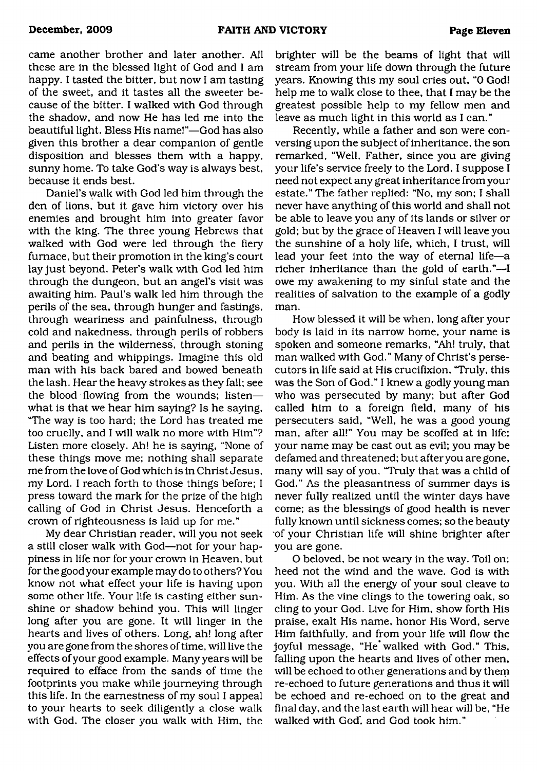came another brother and later another. All these are in the blessed light of God and I am happy. I tasted the bitter, but now I am tasting of the sweet, and it tastes all the sweeter because of the bitter. I walked with God through the shadow, and now He has led me into the beautiful light. Bless His name!"—God has also given this brother a dear companion of gentle disposition and blesses them with a happy, sunny home. To take God's way is always best, because it ends best.

Daniel's walk with God led him through the den of lions, but it gave him victory over his enemies and brought him into greater favor with the king. The three young Hebrews that walked with God were led through the fiery furnace, but their promotion in the king's court lay just beyond. Peter's walk with God led him through the dungeon, but an angel's visit was awaiting him. Paul's walk led him through the perils of the sea, through hunger and fastings, through weariness and painfulness, through cold and nakedness, through perils of robbers and perils in the wilderness, through stoning and beating and whippings. Imagine this old man with his back bared and bowed beneath the lash. Hear the heavy strokes as they fall; see the blood flowing from the wounds; listen—what is that we hear him saying? Is he saying, "The way is too hard; the Lord has treated me too cruelly, and I will walk no more with Him"? Listen more closely. Ah! he is saying, "None of these things move me; nothing shall separate me from the love of God which is in Christ Jesus, my Lord. I reach forth to those things before; I press toward the mark for the prize of the high calling of God in Christ Jesus. Henceforth a crown of righteousness is laid up for me."

My dear Christian reader, will you not seek a still closer walk with God—not for your happiness in life nor for your crown in Heaven, but for the good your example may do to others? You know not what effect your life is having upon some other life. Your life is casting either sunshine or shadow behind you. This will linger long after you are gone. It will linger in the hearts and lives of others. Long, ah! long after you are gone from the shores of time, will live the effects of your good example. Many years will be required to efface from the sands of time the footprints you make while journeying through this life. In the earnestness of my soul I appeal to your hearts to seek diligently a close walk with God. The closer you walk with Him, the brighter will be the beams of light that will stream from your life down through the future years. Knowing this my soul cries out, "O God! help me to walk close to thee, that I may be the greatest possible help to my fellow men and leave as much light in this world as I can."

Recently, while a father and son were conversing upon the subject of inheritance, the son remarked, "Well, Father, since you are giving your life's service freely to the Lord, I suppose I need not expect any great inheritance from your estate." The father replied: "No, my son; I shall never have anything of this world and shall not be able to leave you any of its lands or silver or gold; but by the grace of Heaven I will leave you the sunshine of a holy life, which, I trust, will lead your feet into the way of eternal life—a richer inheritance than the gold of earth."—I owe my awakening to my sinful state and the realities of salvation to the example of a godly man.

How blessed it will be when, long after your body is laid in its narrow home, your name is spoken and someone remarks, "Ah! truly, that man walked with God." Many of Christ's persecutors in life said at His crucifixion, "Truly, this was the Son of God." I knew a godly young man who was persecuted by many; but after God called him to a foreign field, many of his persecuters said, "Well, he was a good young man, after all!" You may be scoffed at in life; your name may be cast out as evil; you may be defamed and threatened; but after you are gone, many will say of you, "Truly that was a child of God." As the pleasantness of summer days is never fully realized until the winter days have come; as the blessings of good health is never fully known until sickness comes; so the beauty of your Christian life will shine brighter after you are gone.

O beloved, be not weary in the way. Toil on; heed not the wind and the wave. God is with you. With all the energy of your soul cleave to Him. As the vine clings to the towering oak, so cling to your God. Live for Him, show forth His praise, exalt His name, honor His Word, serve Him faithfully, and from your life will flow the joyful message, "He walked with God." This, falling upon the hearts and lives of other men, will be echoed to other generations and by them re-echoed to future generations and thus it will be echoed and re-echoed on to the great and final day, and the last earth will hear will be, "He walked with God, and God took him."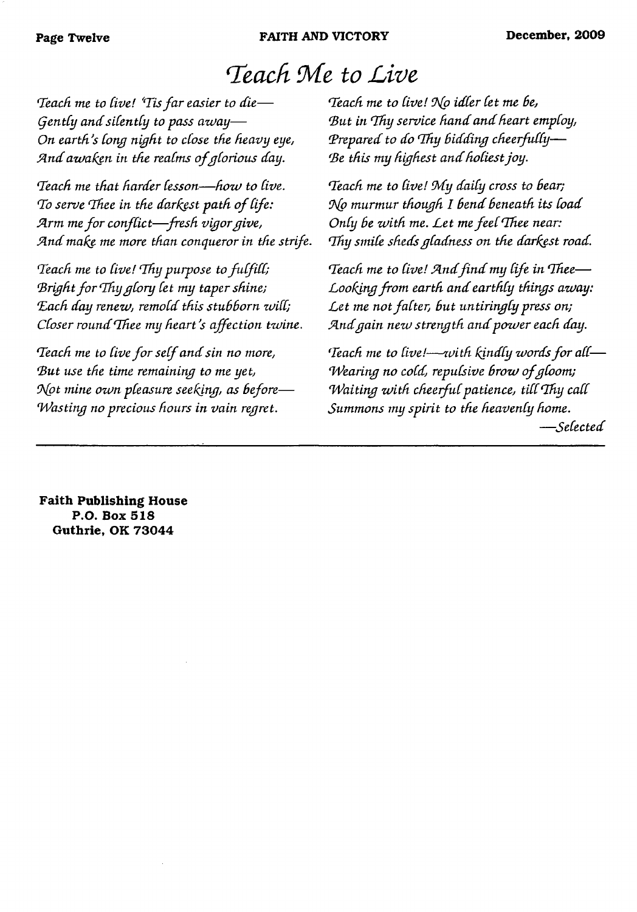# *Teach Me to Live*

*Teach me to live! 'Tis far easier to die—*
*Gently and silently to pass away—*
*On earth's long night to close the heavy eye,*
*And awaken in the realms of glorious day.*

*Teach me that harder lesson—how to live.*
*To serve Thee in the darkest path of life:*
*Arm me for conflict—fresh vigor give,*
*And make me more than conqueror in the strife.*

*Teach me to live! Thy purpose to fulfill;*
*Bright for Thy glory let my taper shine;*
*Each day renew, remold this stubborn will;*
*Closer round Thee my heart's affection twine.*

*Teach me to live for self and sin no more,*
*But use the time remaining to me yet,*
*Not mine own pleasure seeking, as before—*
*Wasting no precious hours in vain regret.*

*Teach me to live! No idler let me be,*
*But in Thy service hand and heart employ,*
*Prepared to do Thy bidding cheerfully—*
*Be this my highest and holiest joy.*

*Teach me to live! My daily cross to bear;*
*No murmur though I bend beneath its load*
*Only be with me. Let me feel Thee near:*
*Thy smile sheds gladness on the darkest road.*

*Teach me to live! And find my life in Thee—*
*Looking from earth and earthly things away:*
*Let me not falter, but untiringly press on;*
*And gain new strength and power each day.*

*Teach me to live!—with kindly words for all—*
*Wearing no cold, repulsive brow of gloom;*
*Waiting with cheerful patience, till Thy call*
*Summons my spirit to the heavenly home.*

*—Selected*

---

**Faith Publishing House**
**P.O. Box 518**
**Guthrie, OK 73044**